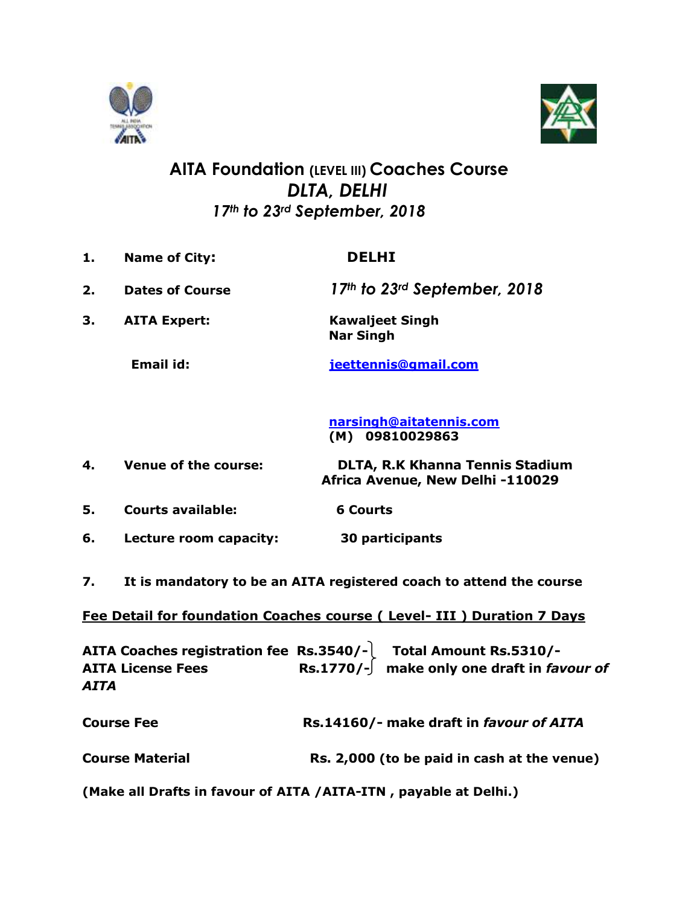# AITA Foundation (LEVEL III) Coaches Course

## *DLTA, DELHI*

### *17th to 23rd September, 2018*

1. **Name of City:** **DELHI**
2. **Dates of Course** *17th to 23rd September, 2018*
3. **AITA Expert:** **Kawaljeet Singh**
   **Nar Singh**

   **Email id:** **jeettennis@gmail.com**

   **narsingh@aitatennis.com**
   **(M) 09810029863**
4. **Venue of the course:** **DLTA, R.K Khanna Tennis Stadium Africa Avenue, New Delhi -110029**
5. **Courts available:** **6 Courts**
6. **Lecture room capacity:** **30 participants**
7. **It is mandatory to be an AITA registered coach to attend the course**

**Fee Detail for foundation Coaches course ( Level- III ) Duration 7 Days**

**AITA Coaches registration fee Rs.3540/-**
**AITA License Fees Rs.1770/-**
**Total Amount Rs.5310/- make only one draft in *favour of AITA***

**Course Fee Rs.14160/- make draft in *favour of AITA***

**Course Material Rs. 2,000 (to be paid in cash at the venue)**

**(Make all Drafts in favour of AITA /AITA-ITN , payable at Delhi.)**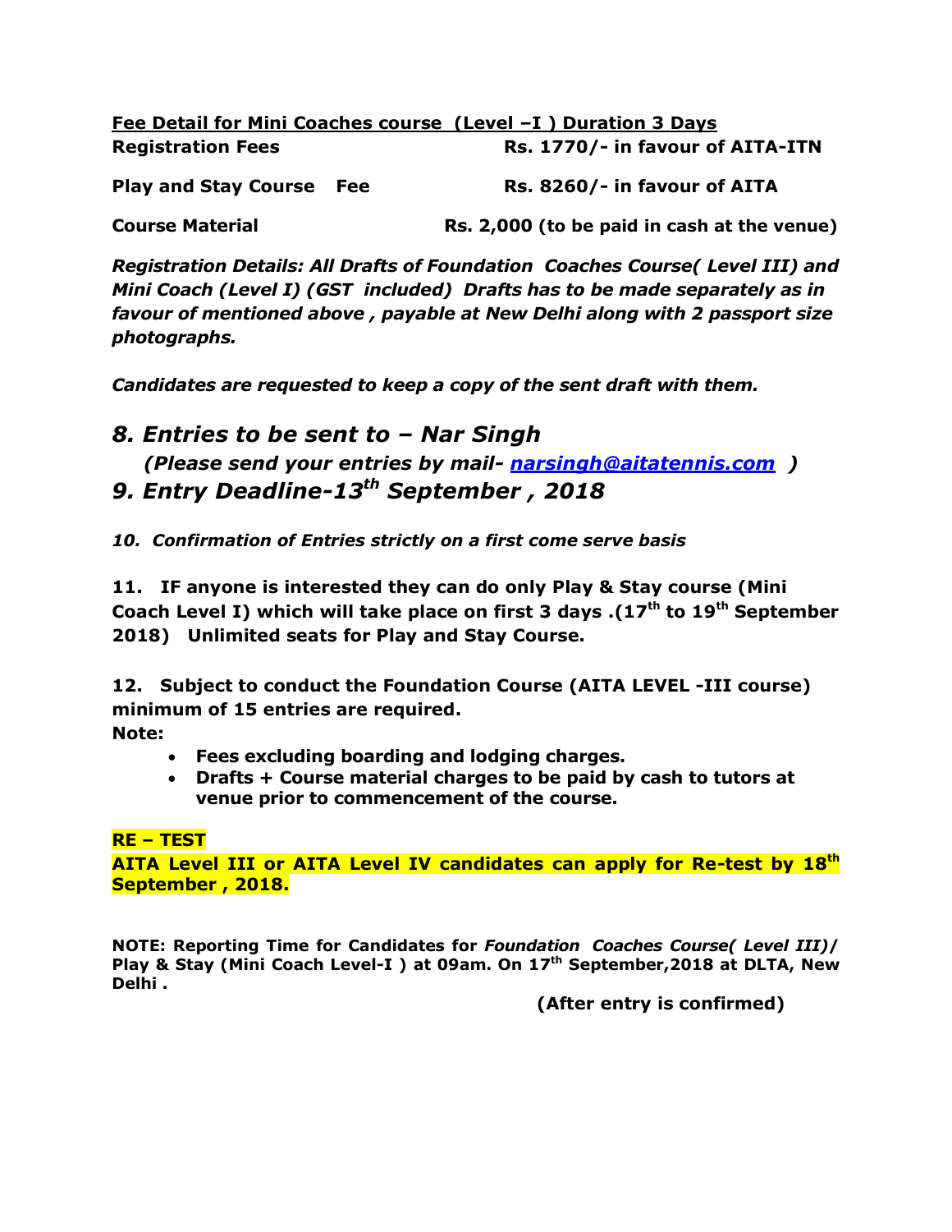**Fee Detail for Mini Coaches course (Level –I ) Duration 3 Days**

| | |
|---|---|
| **Registration Fees** | **Rs. 1770/- in favour of AITA-ITN** |
| **Play and Stay Course Fee** | **Rs. 8260/- in favour of AITA** |
| **Course Material** | **Rs. 2,000 (to be paid in cash at the venue)** |

***Registration Details: All Drafts of Foundation Coaches Course( Level III) and Mini Coach (Level I) (GST included) Drafts has to be made separately as in favour of mentioned above , payable at New Delhi along with 2 passport size photographs.***

***Candidates are requested to keep a copy of the sent draft with them.***

## *8. Entries to be sent to – Nar Singh*

***(Please send your entries by mail- [narsingh@aitatennis.com](mailto:narsingh@aitatennis.com) )***

## *9. Entry Deadline-13th September , 2018*

***10. Confirmation of Entries strictly on a first come serve basis***

**11. IF anyone is interested they can do only Play & Stay course (Mini Coach Level I) which will take place on first 3 days .(17th to 19th September 2018) Unlimited seats for Play and Stay Course.**

**12. Subject to conduct the Foundation Course (AITA LEVEL -III course) minimum of 15 entries are required.**

**Note:**

- **Fees excluding boarding and lodging charges.**
- **Drafts + Course material charges to be paid by cash to tutors at venue prior to commencement of the course.**

**RE – TEST**

**AITA Level III or AITA Level IV candidates can apply for Re-test by 18th September , 2018.**

**NOTE: Reporting Time for Candidates for *Foundation Coaches Course( Level III)*/ Play & Stay (Mini Coach Level-I ) at 09am. On 17th September,2018 at DLTA, New Delhi .**

**(After entry is confirmed)**